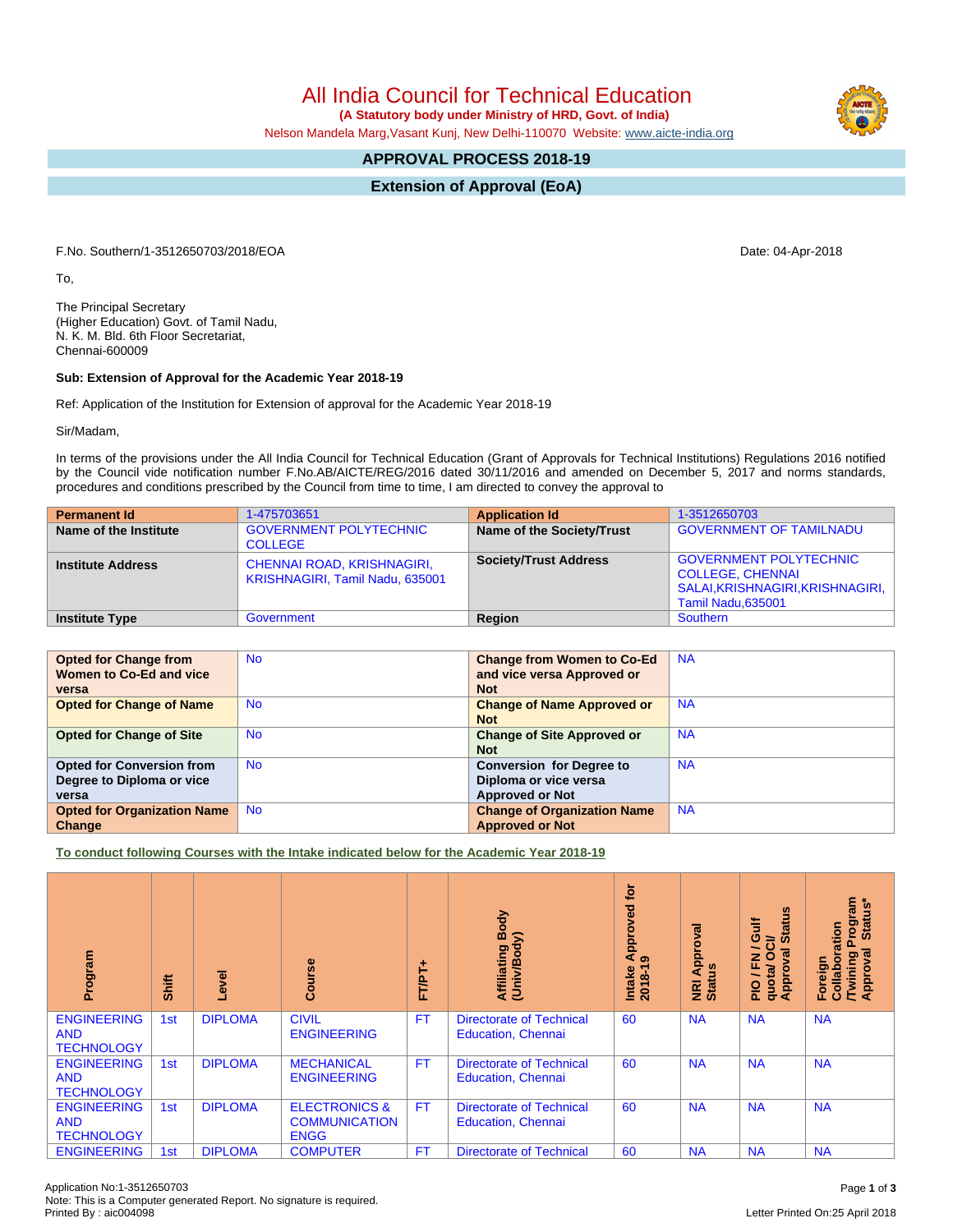# All India Council for Technical Education

**(A Statutory body under Ministry of HRD, Govt. of India)**

Nelson Mandela Marg,Vasant Kunj, New Delhi-110070 Website: www.aicte-india.org

## APPROVAL PROCESS 2018-19

## Extension of Approval (EoA)

F.No. Southern/1-3512650703/2018/EOA

Date: 04-Apr-2018

To,

The Principal Secretary
(Higher Education) Govt. of Tamil Nadu,
N. K. M. Bld. 6th Floor Secretariat,
Chennai-600009

**Sub: Extension of Approval for the Academic Year 2018-19**

Ref: Application of the Institution for Extension of approval for the Academic Year 2018-19

Sir/Madam,

In terms of the provisions under the All India Council for Technical Education (Grant of Approvals for Technical Institutions) Regulations 2016 notified by the Council vide notification number F.No.AB/AICTE/REG/2016 dated 30/11/2016 and amended on December 5, 2017 and norms standards, procedures and conditions prescribed by the Council from time to time, I am directed to convey the approval to

| **Permanent Id** | 1-475703651 | **Application Id** | 1-3512650703 |
|---|---|---|---|
| **Name of the Institute** | GOVERNMENT POLYTECHNIC COLLEGE | **Name of the Society/Trust** | GOVERNMENT OF TAMILNADU |
| **Institute Address** | CHENNAI ROAD, KRISHNAGIRI, KRISHNAGIRI, Tamil Nadu, 635001 | **Society/Trust Address** | GOVERNMENT POLYTECHNIC COLLEGE, CHENNAI SALAI,KRISHNAGIRI,KRISHNAGIRI, Tamil Nadu,635001 |
| **Institute Type** | Government | **Region** | Southern |

| **Opted for Change from Women to Co-Ed and vice versa** | No | **Change from Women to Co-Ed and vice versa Approved or Not** | NA |
|---|---|---|---|
| **Opted for Change of Name** | No | **Change of Name Approved or Not** | NA |
| **Opted for Change of Site** | No | **Change of Site Approved or Not** | NA |
| **Opted for Conversion from Degree to Diploma or vice versa** | No | **Conversion for Degree to Diploma or vice versa Approved or Not** | NA |
| **Opted for Organization Name Change** | No | **Change of Organization Name Approved or Not** | NA |

**To conduct following Courses with the Intake indicated below for the Academic Year 2018-19**

| Program | Shift | Level | Course | FT/PT+ | Affiliating Body (Univ/Body) | Intake Approved for 2018-19 | NRI Approval Status | PIO / FN / Gulf quota/ OCI/ Approval Status | Foreign Collaboration /Twining Program Approval Status* |
|---|---|---|---|---|---|---|---|---|---|
| ENGINEERING AND TECHNOLOGY | 1st | DIPLOMA | CIVIL ENGINEERING | FT | Directorate of Technical Education, Chennai | 60 | NA | NA | NA |
| ENGINEERING AND TECHNOLOGY | 1st | DIPLOMA | MECHANICAL ENGINEERING | FT | Directorate of Technical Education, Chennai | 60 | NA | NA | NA |
| ENGINEERING AND TECHNOLOGY | 1st | DIPLOMA | ELECTRONICS & COMMUNICATION ENGG | FT | Directorate of Technical Education, Chennai | 60 | NA | NA | NA |
| ENGINEERING | 1st | DIPLOMA | COMPUTER | FT | Directorate of Technical | 60 | NA | NA | NA |

Application No:1-3512650703
Note: This is a Computer generated Report. No signature is required.
Printed By : aic004098

Letter Printed On:25 April 2018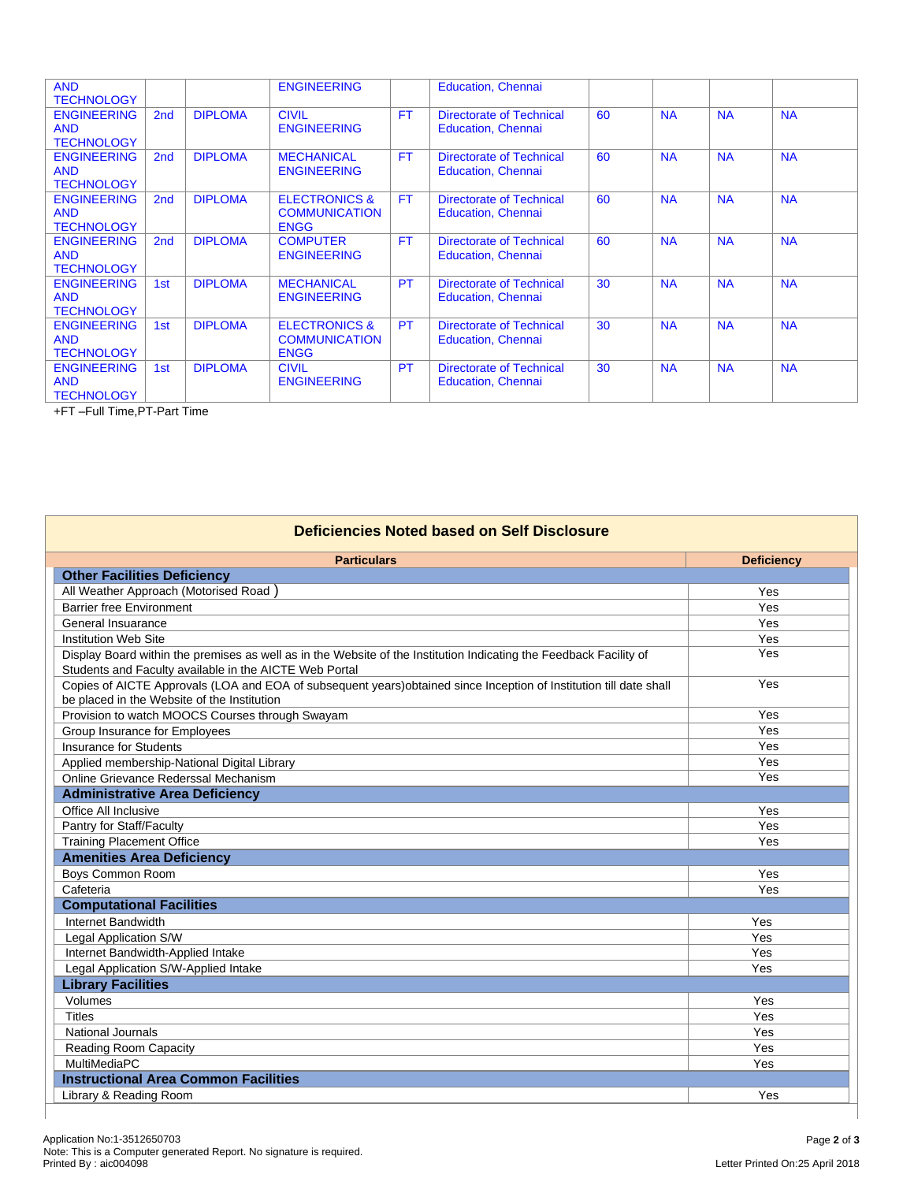| | | | | | | | | | |
|---|---|---|---|---|---|---|---|---|---|
| AND TECHNOLOGY | | | ENGINEERING | | Education, Chennai | | | | |
| ENGINEERING AND TECHNOLOGY | 2nd | DIPLOMA | CIVIL ENGINEERING | FT | Directorate of Technical Education, Chennai | 60 | NA | NA | NA |
| ENGINEERING AND TECHNOLOGY | 2nd | DIPLOMA | MECHANICAL ENGINEERING | FT | Directorate of Technical Education, Chennai | 60 | NA | NA | NA |
| ENGINEERING AND TECHNOLOGY | 2nd | DIPLOMA | ELECTRONICS & COMMUNICATION ENGG | FT | Directorate of Technical Education, Chennai | 60 | NA | NA | NA |
| ENGINEERING AND TECHNOLOGY | 2nd | DIPLOMA | COMPUTER ENGINEERING | FT | Directorate of Technical Education, Chennai | 60 | NA | NA | NA |
| ENGINEERING AND TECHNOLOGY | 1st | DIPLOMA | MECHANICAL ENGINEERING | PT | Directorate of Technical Education, Chennai | 30 | NA | NA | NA |
| ENGINEERING AND TECHNOLOGY | 1st | DIPLOMA | ELECTRONICS & COMMUNICATION ENGG | PT | Directorate of Technical Education, Chennai | 30 | NA | NA | NA |
| ENGINEERING AND TECHNOLOGY | 1st | DIPLOMA | CIVIL ENGINEERING | PT | Directorate of Technical Education, Chennai | 30 | NA | NA | NA |

+FT –Full Time,PT-Part Time

## Deficiencies Noted based on Self Disclosure

| Particulars | Deficiency |
|---|---|
| **Other Facilities Deficiency** | |
| All Weather Approach (Motorised Road ) | Yes |
| Barrier free Environment | Yes |
| General Insuarance | Yes |
| Institution Web Site | Yes |
| Display Board within the premises as well as in the Website of the Institution Indicating the Feedback Facility of Students and Faculty available in the AICTE Web Portal | Yes |
| Copies of AICTE Approvals (LOA and EOA of subsequent years)obtained since Inception of Institution till date shall be placed in the Website of the Institution | Yes |
| Provision to watch MOOCS Courses through Swayam | Yes |
| Group Insurance for Employees | Yes |
| Insurance for Students | Yes |
| Applied membership-National Digital Library | Yes |
| Online Grievance Rederssal Mechanism | Yes |
| **Administrative Area Deficiency** | |
| Office All Inclusive | Yes |
| Pantry for Staff/Faculty | Yes |
| Training Placement Office | Yes |
| **Amenities Area Deficiency** | |
| Boys Common Room | Yes |
| Cafeteria | Yes |
| **Computational Facilities** | |
| Internet Bandwidth | Yes |
| Legal Application S/W | Yes |
| Internet Bandwidth-Applied Intake | Yes |
| Legal Application S/W-Applied Intake | Yes |
| **Library Facilities** | |
| Volumes | Yes |
| Titles | Yes |
| National Journals | Yes |
| Reading Room Capacity | Yes |
| MultiMediaPC | Yes |
| **Instructional Area Common Facilities** | |
| Library & Reading Room | Yes |

Application No:1-3512650703
Note: This is a Computer generated Report. No signature is required.
Printed By : aic004098

Letter Printed On:25 April 2018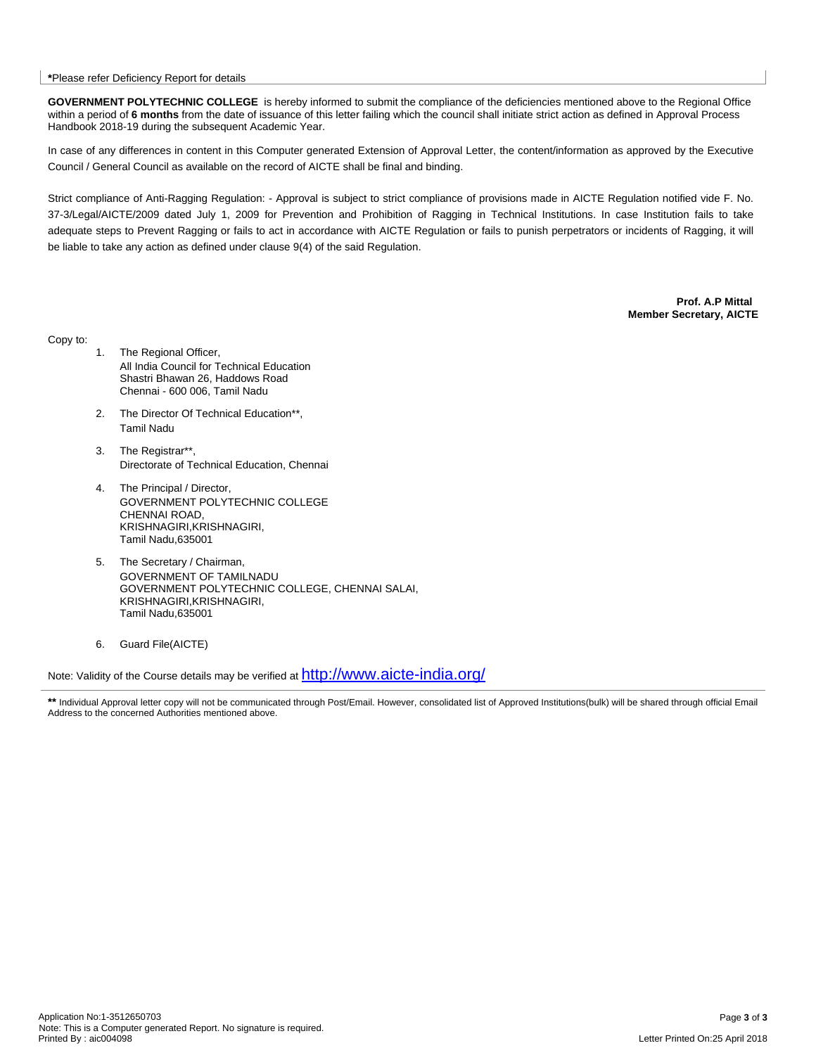**\***Please refer Deficiency Report for details

**GOVERNMENT POLYTECHNIC COLLEGE** is hereby informed to submit the compliance of the deficiencies mentioned above to the Regional Office within a period of **6 months** from the date of issuance of this letter failing which the council shall initiate strict action as defined in Approval Process Handbook 2018-19 during the subsequent Academic Year.

In case of any differences in content in this Computer generated Extension of Approval Letter, the content/information as approved by the Executive Council / General Council as available on the record of AICTE shall be final and binding.

Strict compliance of Anti-Ragging Regulation: - Approval is subject to strict compliance of provisions made in AICTE Regulation notified vide F. No. 37-3/Legal/AICTE/2009 dated July 1, 2009 for Prevention and Prohibition of Ragging in Technical Institutions. In case Institution fails to take adequate steps to Prevent Ragging or fails to act in accordance with AICTE Regulation or fails to punish perpetrators or incidents of Ragging, it will be liable to take any action as defined under clause 9(4) of the said Regulation.

**Prof. A.P Mittal**
**Member Secretary, AICTE**

Copy to:

1. The Regional Officer,
   All India Council for Technical Education
   Shastri Bhawan 26, Haddows Road
   Chennai - 600 006, Tamil Nadu

2. The Director Of Technical Education**,
   Tamil Nadu

3. The Registrar**,
   Directorate of Technical Education, Chennai

4. The Principal / Director,
   GOVERNMENT POLYTECHNIC COLLEGE
   CHENNAI ROAD,
   KRISHNAGIRI,KRISHNAGIRI,
   Tamil Nadu,635001

5. The Secretary / Chairman,
   GOVERNMENT OF TAMILNADU
   GOVERNMENT POLYTECHNIC COLLEGE, CHENNAI SALAI,
   KRISHNAGIRI,KRISHNAGIRI,
   Tamil Nadu,635001

6. Guard File(AICTE)

Note: Validity of the Course details may be verified at http://www.aicte-india.org/

**\*\*** Individual Approval letter copy will not be communicated through Post/Email. However, consolidated list of Approved Institutions(bulk) will be shared through official Email Address to the concerned Authorities mentioned above.

Application No:1-3512650703
Note: This is a Computer generated Report. No signature is required.
Printed By : aic004098

Letter Printed On:25 April 2018